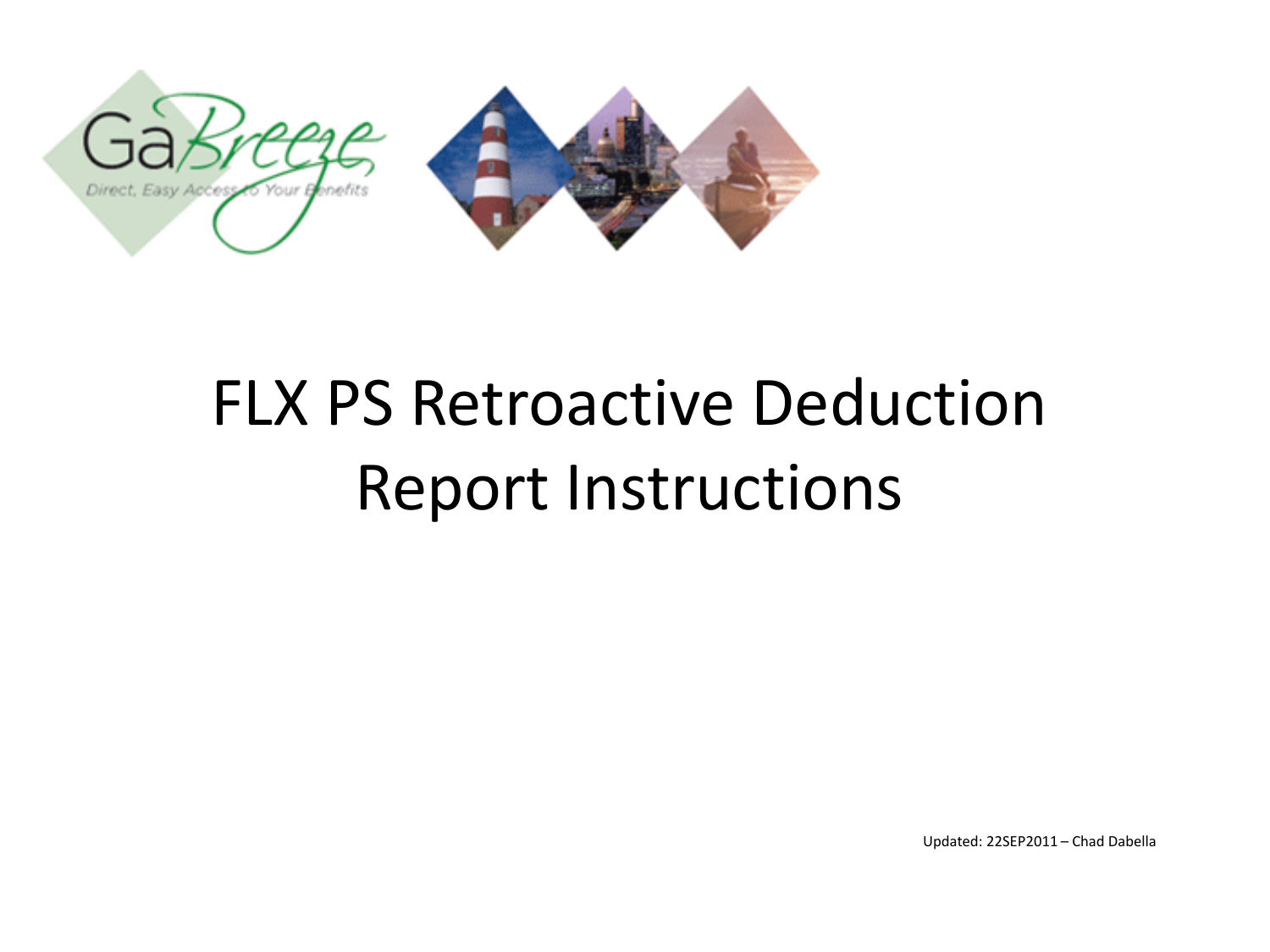# FLX PS Retroactive Deduction Report Instructions

Updated: 22SEP2011 – Chad Dabella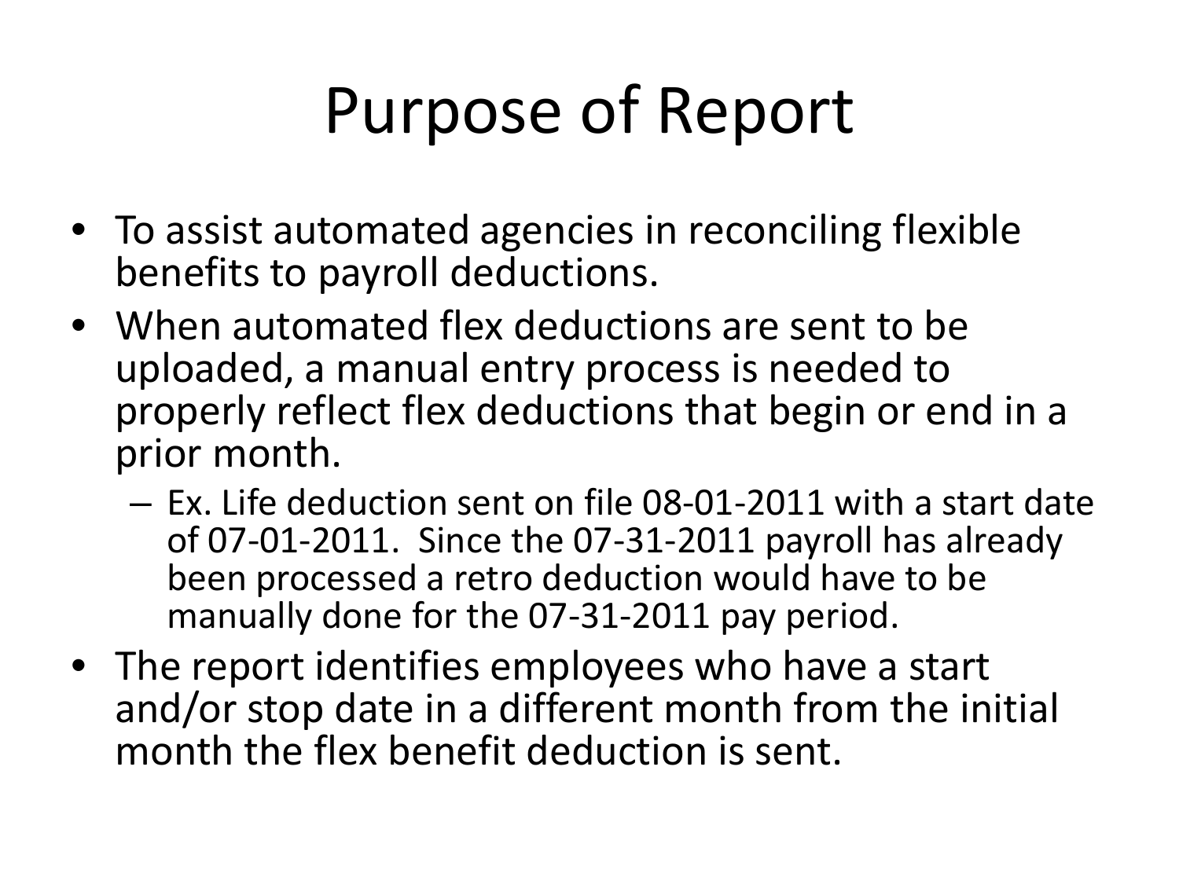# Purpose of Report

- To assist automated agencies in reconciling flexible benefits to payroll deductions.
- When automated flex deductions are sent to be uploaded, a manual entry process is needed to properly reflect flex deductions that begin or end in a prior month.
  - Ex. Life deduction sent on file 08-01-2011 with a start date of 07-01-2011. Since the 07-31-2011 payroll has already been processed a retro deduction would have to be manually done for the 07-31-2011 pay period.
- The report identifies employees who have a start and/or stop date in a different month from the initial month the flex benefit deduction is sent.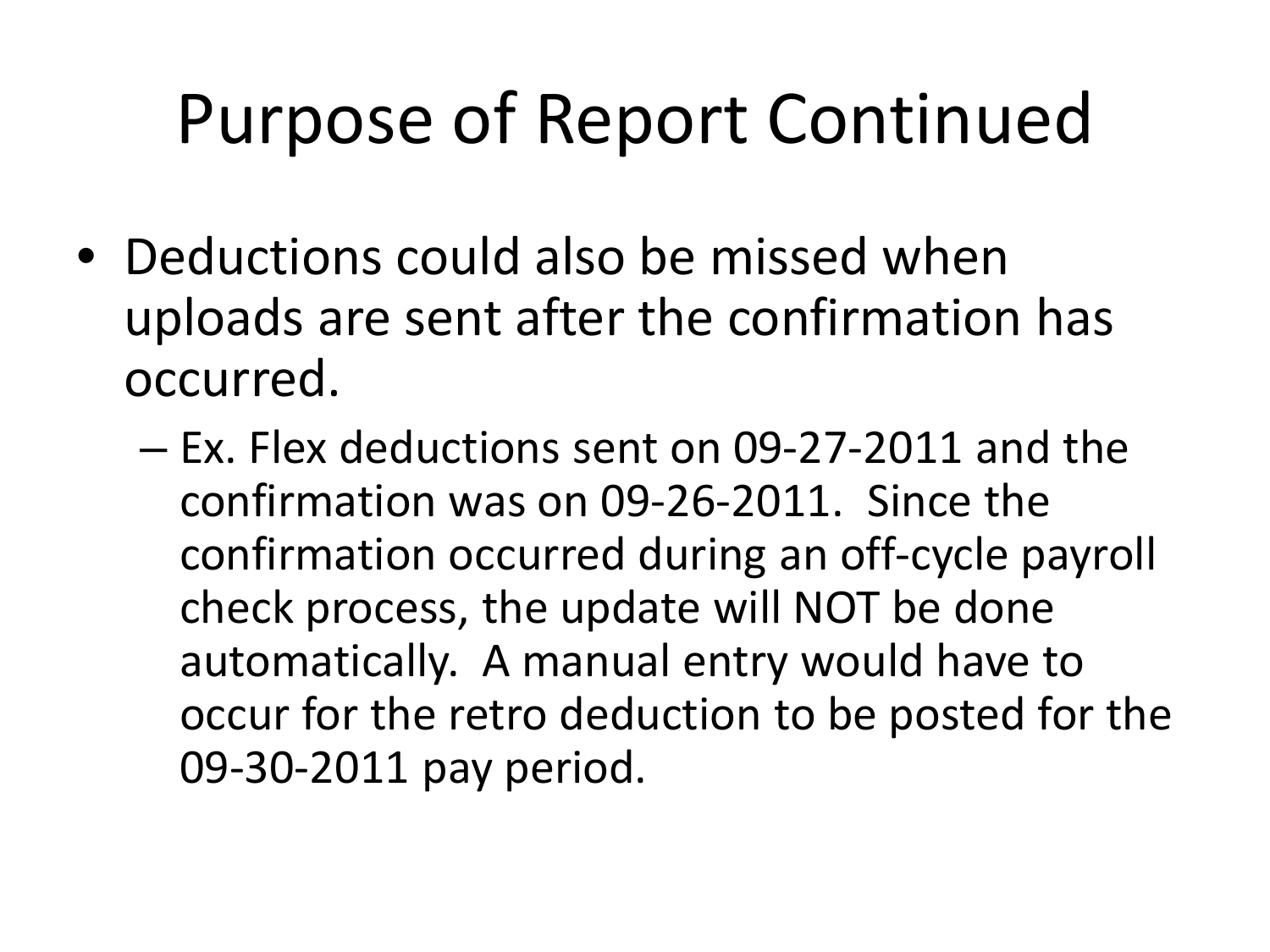# Purpose of Report Continued

- Deductions could also be missed when uploads are sent after the confirmation has occurred.
  - Ex. Flex deductions sent on 09-27-2011 and the confirmation was on 09-26-2011. Since the confirmation occurred during an off-cycle payroll check process, the update will NOT be done automatically. A manual entry would have to occur for the retro deduction to be posted for the 09-30-2011 pay period.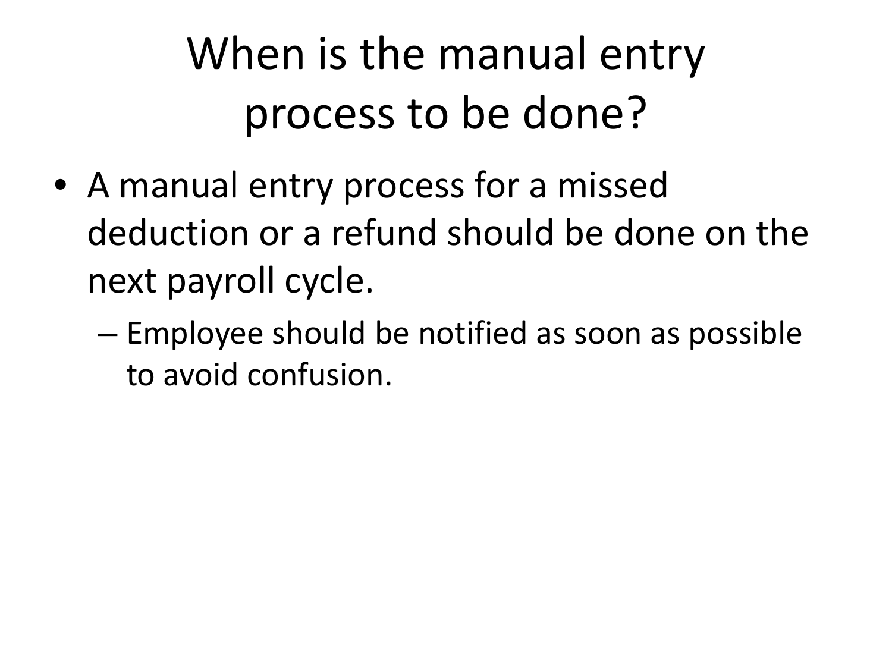# When is the manual entry process to be done?

- A manual entry process for a missed deduction or a refund should be done on the next payroll cycle.
  - Employee should be notified as soon as possible to avoid confusion.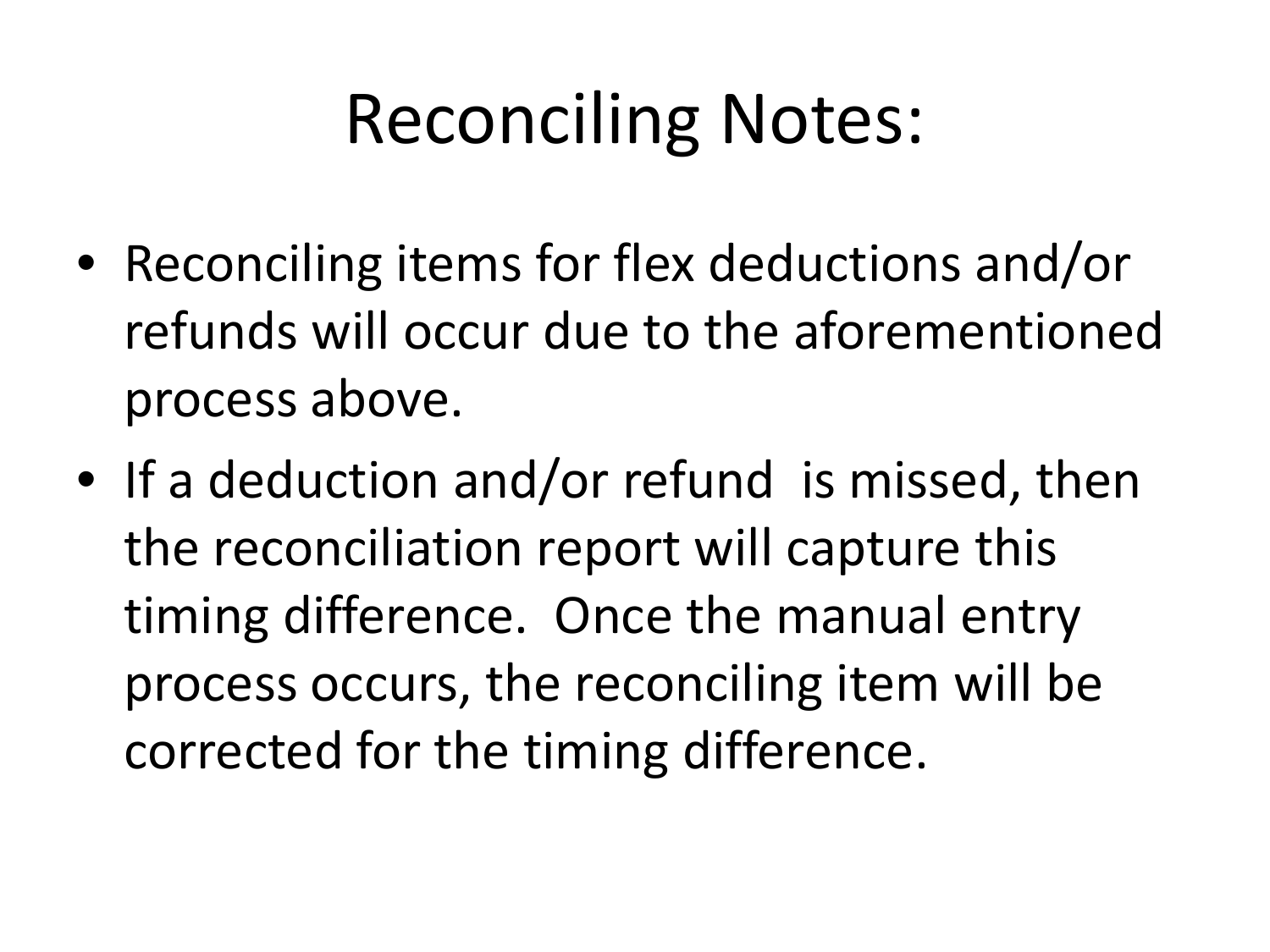# Reconciling Notes:

- Reconciling items for flex deductions and/or refunds will occur due to the aforementioned process above.
- If a deduction and/or refund is missed, then the reconciliation report will capture this timing difference. Once the manual entry process occurs, the reconciling item will be corrected for the timing difference.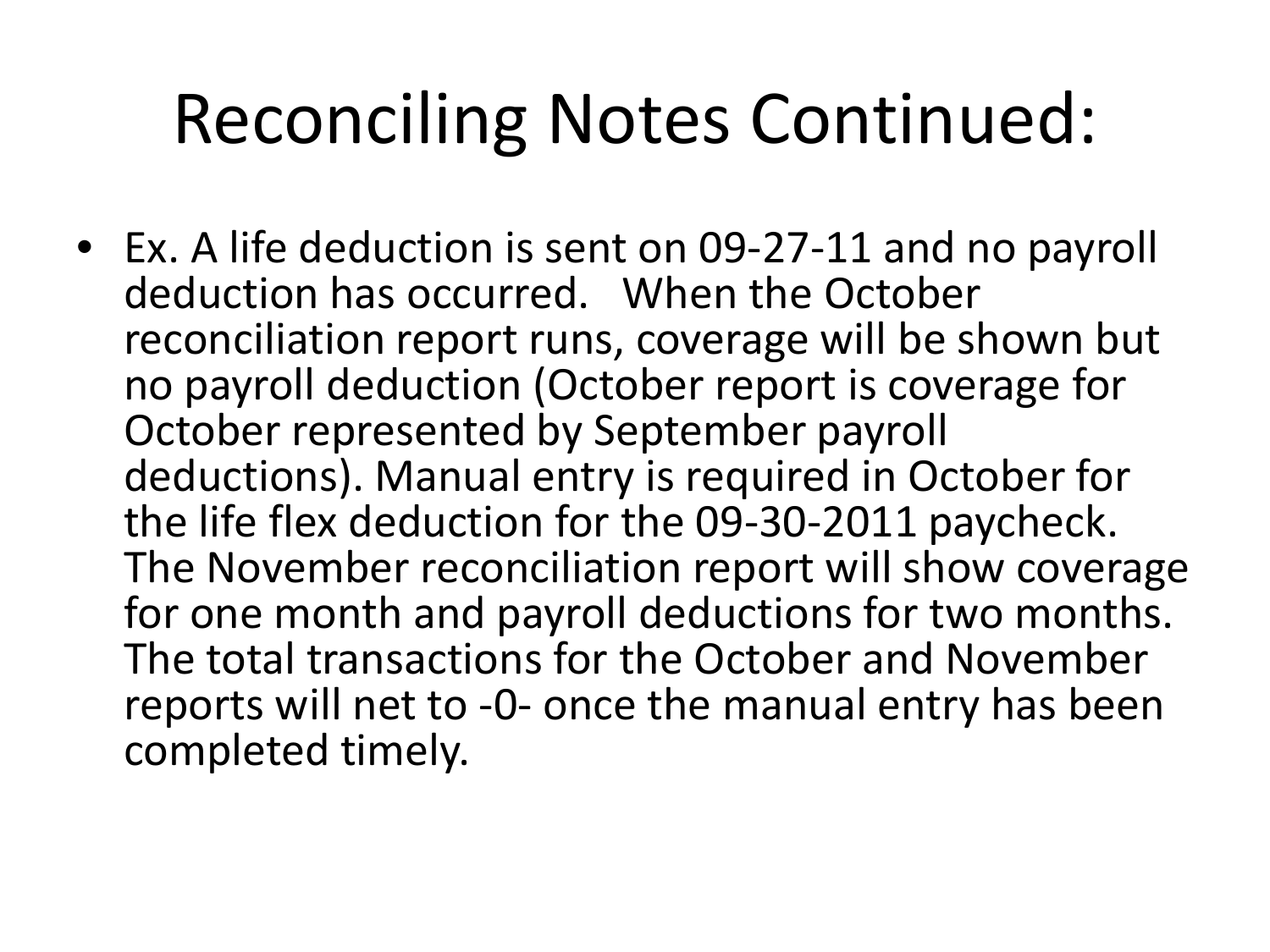# Reconciling Notes Continued:

- Ex. A life deduction is sent on 09-27-11 and no payroll deduction has occurred.   When the October reconciliation report runs, coverage will be shown but no payroll deduction (October report is coverage for October represented by September payroll deductions). Manual entry is required in October for the life flex deduction for the 09-30-2011 paycheck. The November reconciliation report will show coverage for one month and payroll deductions for two months. The total transactions for the October and November reports will net to -0- once the manual entry has been completed timely.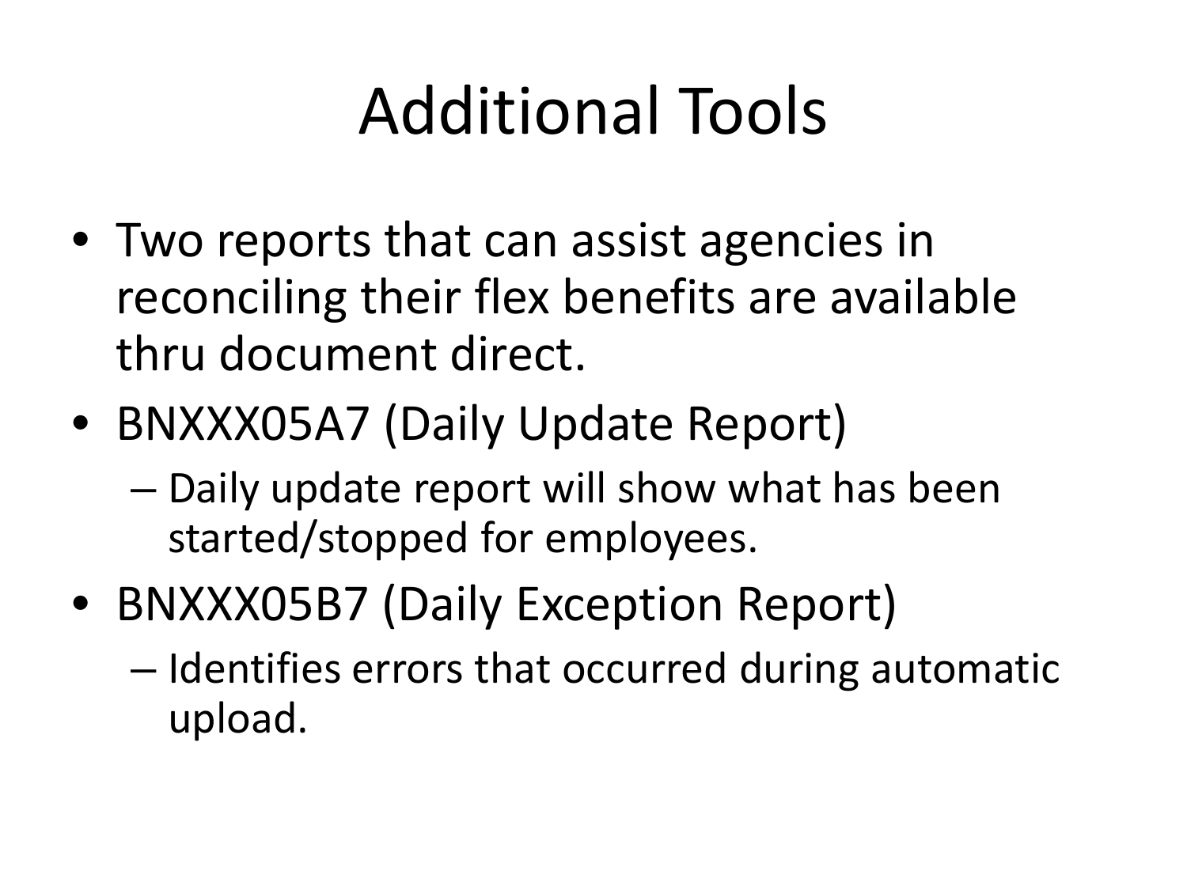# Additional Tools

- Two reports that can assist agencies in reconciling their flex benefits are available thru document direct.
- BNXXX05A7 (Daily Update Report)
  - Daily update report will show what has been started/stopped for employees.
- BNXXX05B7 (Daily Exception Report)
  - Identifies errors that occurred during automatic upload.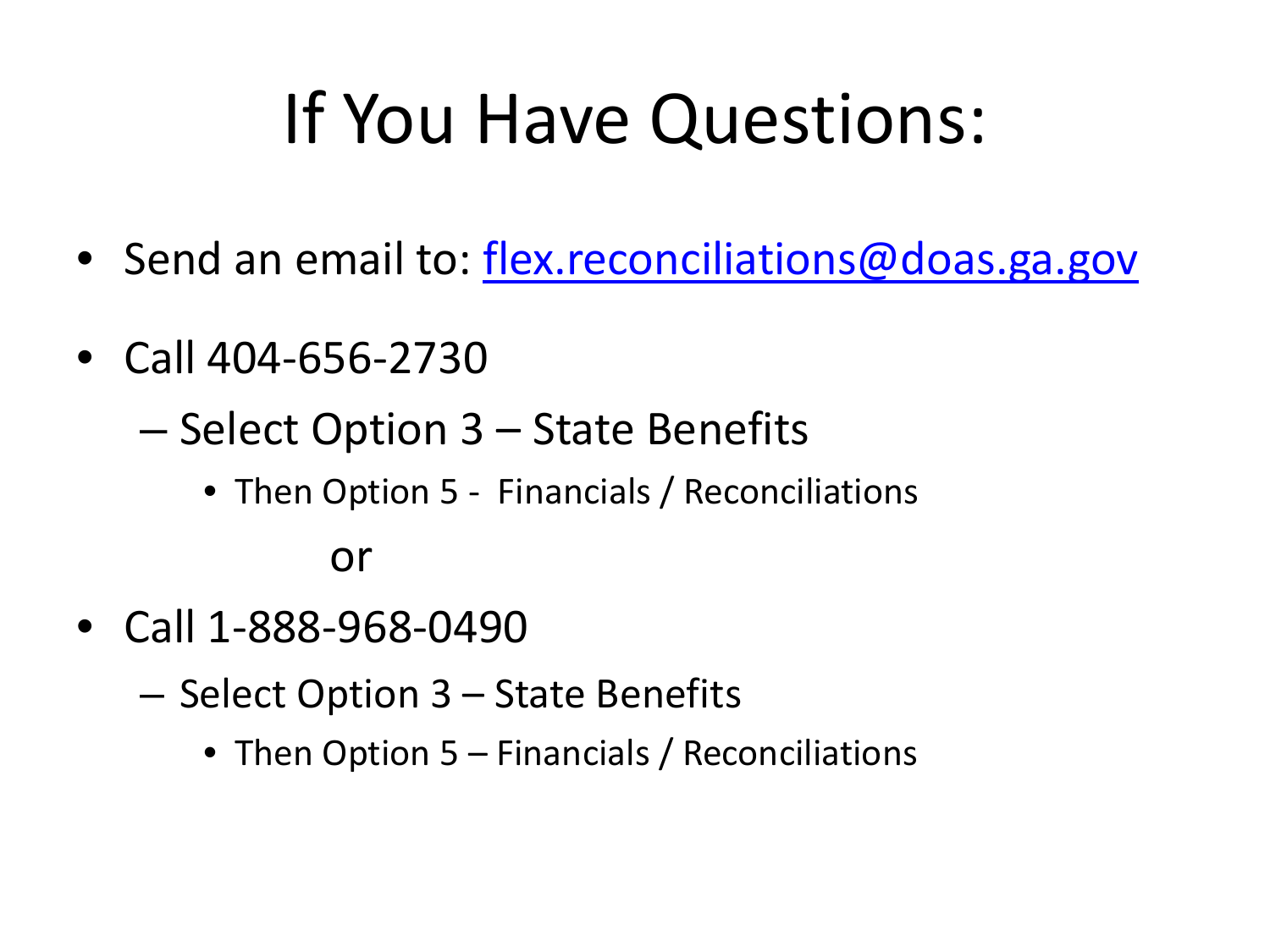# If You Have Questions:

- Send an email to: flex.reconciliations@doas.ga.gov
- Call 404-656-2730
  - Select Option 3 – State Benefits
    - Then Option 5 - Financials / Reconciliations

or

- Call 1-888-968-0490
  - Select Option 3 – State Benefits
    - Then Option 5 – Financials / Reconciliations